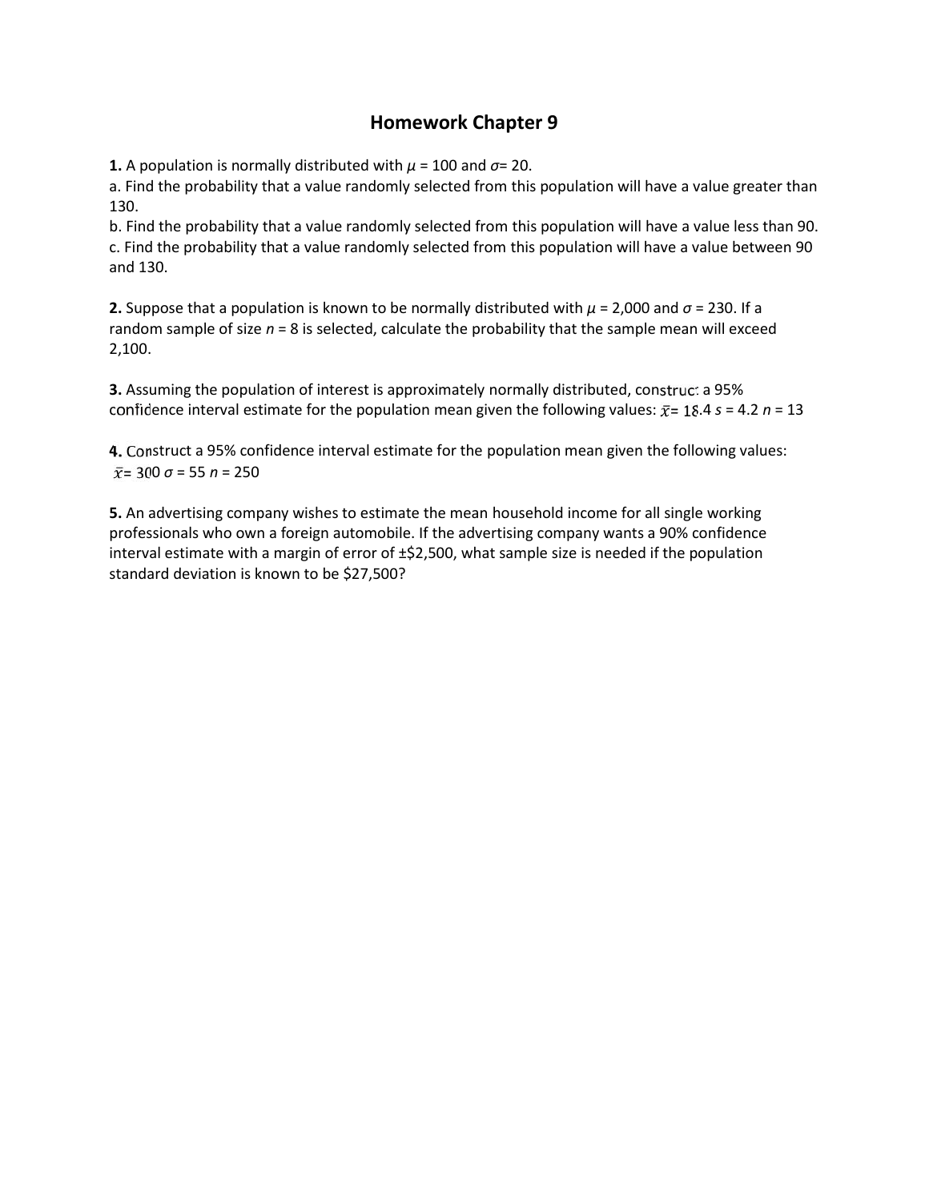# Homework Chapter 9

**1.** A population is normally distributed with $\mu$ = 100 and $\sigma$= 20.

a. Find the probability that a value randomly selected from this population will have a value greater than 130.

b. Find the probability that a value randomly selected from this population will have a value less than 90.

c. Find the probability that a value randomly selected from this population will have a value between 90 and 130.

**2.** Suppose that a population is known to be normally distributed with $\mu$ = 2,000 and $\sigma$ = 230. If a random sample of size $n$ = 8 is selected, calculate the probability that the sample mean will exceed 2,100.

**3.** Assuming the population of interest is approximately normally distributed, construct a 95% confidence interval estimate for the population mean given the following values: $\bar{x}$= 18.4 $s$ = 4.2 $n$ = 13

**4.** Construct a 95% confidence interval estimate for the population mean given the following values: $\bar{x}$= 300 $\sigma$ = 55 $n$ = 250

**5.** An advertising company wishes to estimate the mean household income for all single working professionals who own a foreign automobile. If the advertising company wants a 90% confidence interval estimate with a margin of error of ±$2,500, what sample size is needed if the population standard deviation is known to be $27,500?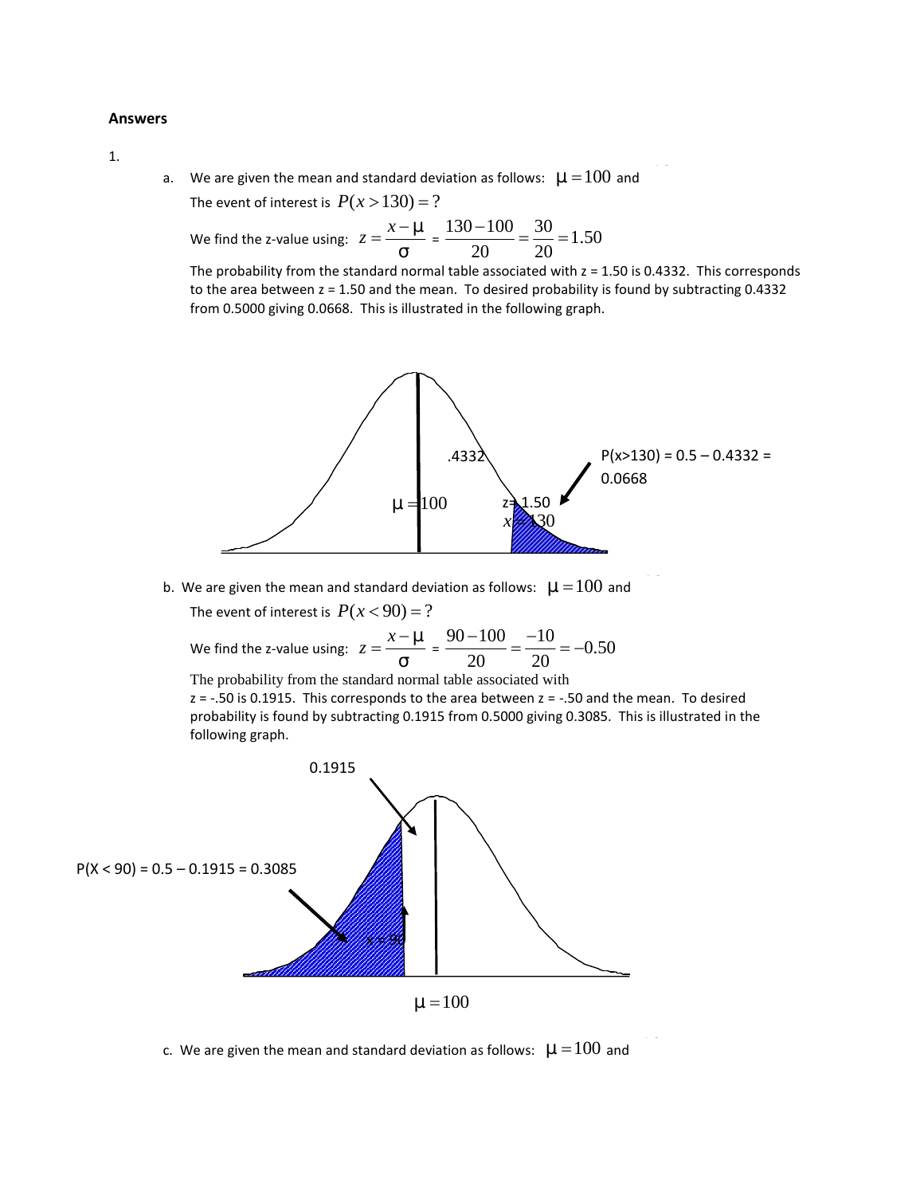**Answers**

1.

a. We are given the mean and standard deviation as follows: $\mu = 100$ and

The event of interest is $P(x > 130) = ?$

We find the z-value using: $z = \frac{x - \mu}{\sigma} = \frac{130 - 100}{20} = \frac{30}{20} = 1.50$

The probability from the standard normal table associated with z = 1.50 is 0.4332. This corresponds to the area between z = 1.50 and the mean. To desired probability is found by subtracting 0.4332 from 0.5000 giving 0.0668. This is illustrated in the following graph.

.4332

$\mu = 100$

z = 1.50

$x = 130$

P(x>130) = 0.5 – 0.4332 = 0.0668

b. We are given the mean and standard deviation as follows: $\mu = 100$ and

The event of interest is $P(x < 90) = ?$

We find the z-value using: $z = \frac{x - \mu}{\sigma} = \frac{90 - 100}{20} = \frac{-10}{20} = -0.50$

The probability from the standard normal table associated with z = -.50 is 0.1915. This corresponds to the area between z = -.50 and the mean. To desired probability is found by subtracting 0.1915 from 0.5000 giving 0.3085. This is illustrated in the following graph.

0.1915

P(X < 90) = 0.5 – 0.1915 = 0.3085

x = 90

$\mu = 100$

c. We are given the mean and standard deviation as follows: $\mu = 100$ and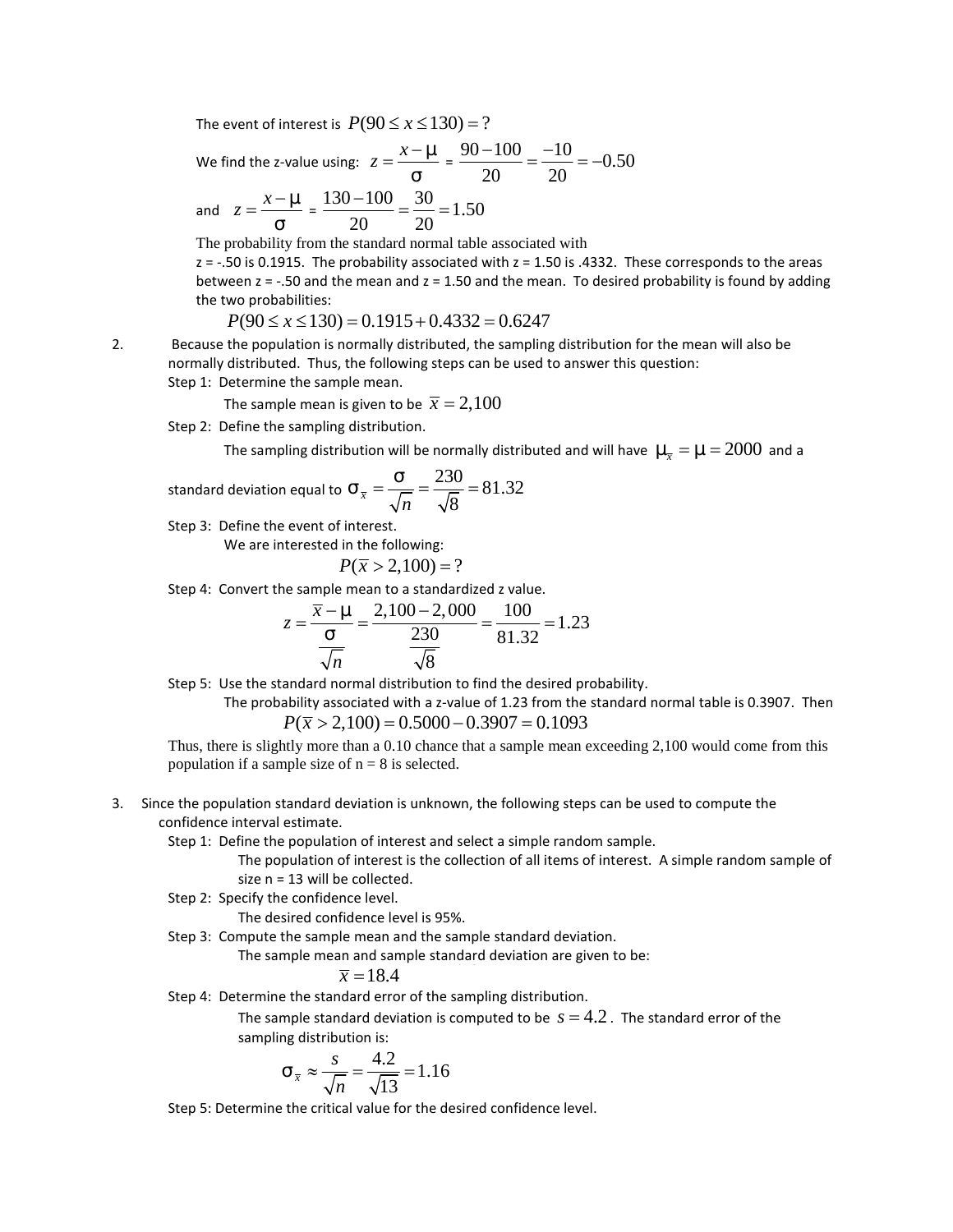The event of interest is $P(90 \le x \le 130) = ?$

We find the z-value using: $z = \dfrac{x-\mu}{\sigma} = \dfrac{90-100}{20} = \dfrac{-10}{20} = -0.50$

and $z = \dfrac{x-\mu}{\sigma} = \dfrac{130-100}{20} = \dfrac{30}{20} = 1.50$

The probability from the standard normal table associated with z = -.50 is 0.1915. The probability associated with z = 1.50 is .4332. These corresponds to the areas between z = -.50 and the mean and z = 1.50 and the mean. To desired probability is found by adding the two probabilities:

$$P(90 \le x \le 130) = 0.1915 + 0.4332 = 0.6247$$

2. Because the population is normally distributed, the sampling distribution for the mean will also be normally distributed. Thus, the following steps can be used to answer this question:

Step 1: Determine the sample mean.

The sample mean is given to be $\bar{x} = 2{,}100$

Step 2: Define the sampling distribution.

The sampling distribution will be normally distributed and will have $\mu_{\bar{x}} = \mu = 2000$ and a standard deviation equal to $\sigma_{\bar{x}} = \dfrac{\sigma}{\sqrt{n}} = \dfrac{230}{\sqrt{8}} = 81.32$

Step 3: Define the event of interest.

We are interested in the following:

$$P(\bar{x} > 2{,}100) = ?$$

Step 4: Convert the sample mean to a standardized z value.

$$z = \frac{\bar{x}-\mu}{\frac{\sigma}{\sqrt{n}}} = \frac{2{,}100-2{,}000}{\frac{230}{\sqrt{8}}} = \frac{100}{81.32} = 1.23$$

Step 5: Use the standard normal distribution to find the desired probability.

The probability associated with a z-value of 1.23 from the standard normal table is 0.3907. Then

$$P(\bar{x} > 2{,}100) = 0.5000 - 0.3907 = 0.1093$$

Thus, there is slightly more than a 0.10 chance that a sample mean exceeding 2,100 would come from this population if a sample size of n = 8 is selected.

3. Since the population standard deviation is unknown, the following steps can be used to compute the confidence interval estimate.

Step 1: Define the population of interest and select a simple random sample.

The population of interest is the collection of all items of interest. A simple random sample of size n = 13 will be collected.

Step 2: Specify the confidence level.

The desired confidence level is 95%.

Step 3: Compute the sample mean and the sample standard deviation.

The sample mean and sample standard deviation are given to be:

$$\bar{x} = 18.4$$

Step 4: Determine the standard error of the sampling distribution.

The sample standard deviation is computed to be $s = 4.2$. The standard error of the sampling distribution is:

$$\sigma_{\bar{x}} \approx \frac{s}{\sqrt{n}} = \frac{4.2}{\sqrt{13}} = 1.16$$

Step 5: Determine the critical value for the desired confidence level.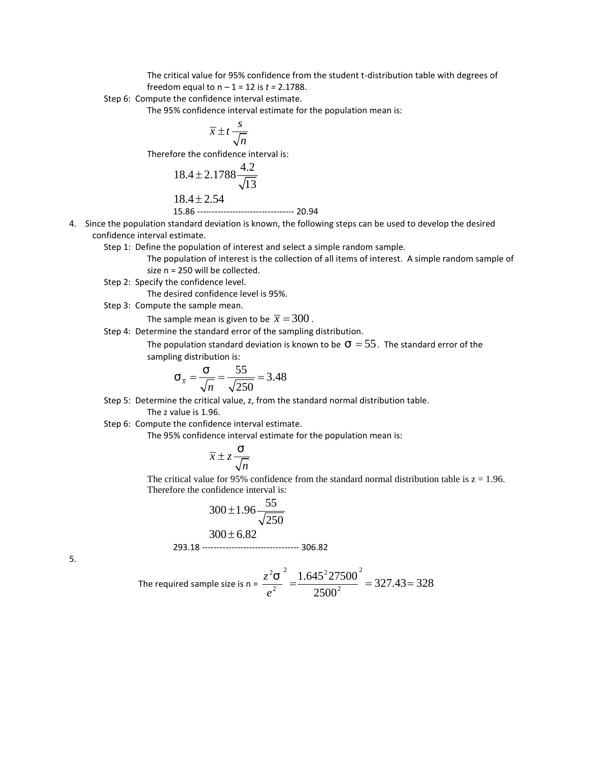The critical value for 95% confidence from the student t-distribution table with degrees of freedom equal to n – 1 = 12 is $t = 2.1788$.

Step 6: Compute the confidence interval estimate.

The 95% confidence interval estimate for the population mean is:

$$\bar{x} \pm t \frac{s}{\sqrt{n}}$$

Therefore the confidence interval is:

$$18.4 \pm 2.1788 \frac{4.2}{\sqrt{13}}$$

$$18.4 \pm 2.54$$

15.86 --------------------------------- 20.94

4. Since the population standard deviation is known, the following steps can be used to develop the desired confidence interval estimate.

   Step 1: Define the population of interest and select a simple random sample.

   The population of interest is the collection of all items of interest. A simple random sample of size n = 250 will be collected.

   Step 2: Specify the confidence level.

   The desired confidence level is 95%.

   Step 3: Compute the sample mean.

   The sample mean is given to be $\bar{x} = 300$.

   Step 4: Determine the standard error of the sampling distribution.

   The population standard deviation is known to be $\sigma = 55$. The standard error of the sampling distribution is:

   $$\sigma_{\bar{x}} = \frac{\sigma}{\sqrt{n}} = \frac{55}{\sqrt{250}} = 3.48$$

   Step 5: Determine the critical value, z, from the standard normal distribution table.

   The z value is 1.96.

   Step 6: Compute the confidence interval estimate.

   The 95% confidence interval estimate for the population mean is:

   $$\bar{x} \pm z \frac{\sigma}{\sqrt{n}}$$

   The critical value for 95% confidence from the standard normal distribution table is z = 1.96. Therefore the confidence interval is:

   $$300 \pm 1.96 \frac{55}{\sqrt{250}}$$

   $$300 \pm 6.82$$

   293.18 --------------------------------- 306.82

5. The required sample size is n = $\frac{z^2 \sigma^2}{e^2} = \frac{1.645^2 27500^2}{2500^2} = 327.43 = 328$